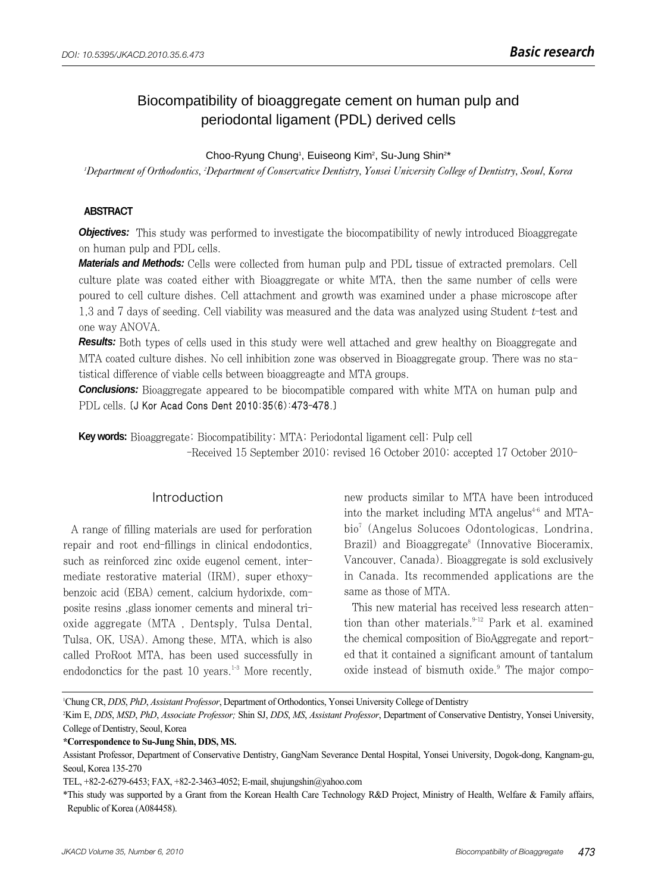DOI: 10.5395/JKACD.2010.35.6.473

**Basic research**

# Biocompatibility of bioaggregate cement on human pulp and periodontal ligament (PDL) derived cells

Choo-Ryung Chung[1], Euiseong Kim[2], Su-Jung Shin[2]*

*[1]Department of Orthodontics, [2]Department of Conservative Dentistry, Yonsei University College of Dentistry, Seoul, Korea*

## ABSTRACT

***Objectives:*** This study was performed to investigate the biocompatibility of newly introduced Bioaggregate on human pulp and PDL cells.

***Materials and Methods:*** Cells were collected from human pulp and PDL tissue of extracted premolars. Cell culture plate was coated either with Bioaggregate or white MTA, then the same number of cells were poured to cell culture dishes. Cell attachment and growth was examined under a phase microscope after 1,3 and 7 days of seeding. Cell viability was measured and the data was analyzed using Student *t*-test and one way ANOVA.

***Results:*** Both types of cells used in this study were well attached and grew healthy on Bioaggregate and MTA coated culture dishes. No cell inhibition zone was observed in Bioaggregate group. There was no statistical difference of viable cells between bioaggreagte and MTA groups.

***Conclusions:*** Bioaggregate appeared to be biocompatible compared with white MTA on human pulp and PDL cells. [J Kor Acad Cons Dent 2010;35(6):473-478.]

**Key words:** Bioaggregate; Biocompatibility; MTA; Periodontal ligament cell; Pulp cell

-Received 15 September 2010; revised 16 October 2010; accepted 17 October 2010-

## Introduction

A range of filling materials are used for perforation repair and root end-fillings in clinical endodontics, such as reinforced zinc oxide eugenol cement, intermediate restorative material (IRM), super ethoxybenzoic acid (EBA) cement, calcium hydorixde, composite resins ,glass ionomer cements and mineral trioxide aggregate (MTA , Dentsply, Tulsa Dental, Tulsa, OK, USA). Among these, MTA, which is also called ProRoot MTA, has been used successfully in endodonctics for the past 10 years.[1-3] More recently, new products similar to MTA have been introduced into the market including MTA angelus[4-6] and MTA-bio[7] (Angelus Solucoes Odontologicas, Londrina, Brazil) and Bioaggregate[8] (Innovative Bioceramix, Vancouver, Canada). Bioaggregate is sold exclusively in Canada. Its recommended applications are the same as those of MTA.

This new material has received less research attention than other materials.[9-12] Park et al. examined the chemical composition of BioAggregate and reported that it contained a significant amount of tantalum oxide instead of bismuth oxide.[9] The major compo-

---

[1]Chung CR, *DDS*, *PhD*, *Assistant Professor*, Department of Orthodontics, Yonsei University College of Dentistry

[2]Kim E, *DDS*, *MSD*, *PhD*, *Associate Professor;* Shin SJ, *DDS*, *MS*, *Assistant Professor*, Department of Conservative Dentistry, Yonsei University, College of Dentistry, Seoul, Korea

**\*Correspondence to Su-Jung Shin, DDS, MS.**

Assistant Professor, Department of Conservative Dentistry, GangNam Severance Dental Hospital, Yonsei University, Dogok-dong, Kangnam-gu, Seoul, Korea 135-270

TEL, +82-2-6279-6453; FAX, +82-2-3463-4052; E-mail, shujungshin@yahoo.com

\*This study was supported by a Grant from the Korean Health Care Technology R&D Project, Ministry of Health, Welfare & Family affairs, Republic of Korea (A084458).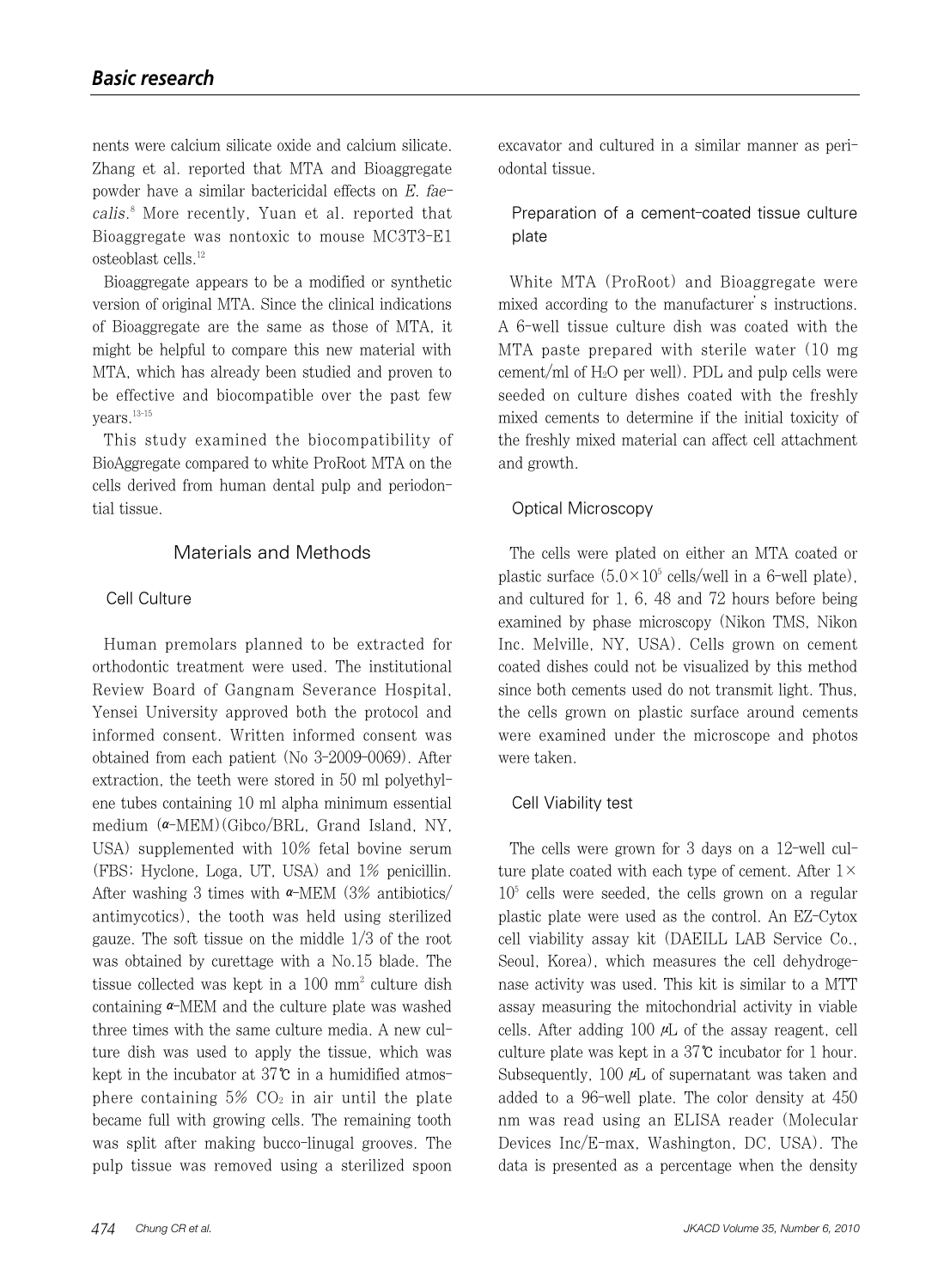nents were calcium silicate oxide and calcium silicate. Zhang et al. reported that MTA and Bioaggregate powder have a similar bactericidal effects on *E. faecalis*.[8] More recently, Yuan et al. reported that Bioaggregate was nontoxic to mouse MC3T3-E1 osteoblast cells.[12]

Bioaggregate appears to be a modified or synthetic version of original MTA. Since the clinical indications of Bioaggregate are the same as those of MTA, it might be helpful to compare this new material with MTA, which has already been studied and proven to be effective and biocompatible over the past few years.[13-15]

This study examined the biocompatibility of BioAggregate compared to white ProRoot MTA on the cells derived from human dental pulp and periodontial tissue.

## Materials and Methods

### Cell Culture

Human premolars planned to be extracted for orthodontic treatment were used. The institutional Review Board of Gangnam Severance Hospital, Yensei University approved both the protocol and informed consent. Written informed consent was obtained from each patient (No 3-2009-0069). After extraction, the teeth were stored in 50 ml polyethylene tubes containing 10 ml alpha minimum essential medium ($\alpha$-MEM)(Gibco/BRL, Grand Island, NY, USA) supplemented with 10% fetal bovine serum (FBS; Hyclone, Loga, UT, USA) and 1% penicillin. After washing 3 times with $\alpha$-MEM (3% antibiotics/antimycotics), the tooth was held using sterilized gauze. The soft tissue on the middle 1/3 of the root was obtained by curettage with a No.15 blade. The tissue collected was kept in a 100 $mm^2$ culture dish containing $\alpha$-MEM and the culture plate was washed three times with the same culture media. A new culture dish was used to apply the tissue, which was kept in the incubator at 37℃ in a humidified atmosphere containing 5% $CO_2$ in air until the plate became full with growing cells. The remaining tooth was split after making bucco-linugal grooves. The pulp tissue was removed using a sterilized spoon excavator and cultured in a similar manner as periodontal tissue.

### Preparation of a cement-coated tissue culture plate

White MTA (ProRoot) and Bioaggregate were mixed according to the manufacturer's instructions. A 6-well tissue culture dish was coated with the MTA paste prepared with sterile water (10 mg cement/ml of $H_2O$ per well). PDL and pulp cells were seeded on culture dishes coated with the freshly mixed cements to determine if the initial toxicity of the freshly mixed material can affect cell attachment and growth.

### Optical Microscopy

The cells were plated on either an MTA coated or plastic surface ($5.0\times10^5$ cells/well in a 6-well plate), and cultured for 1, 6, 48 and 72 hours before being examined by phase microscopy (Nikon TMS, Nikon Inc. Melville, NY, USA). Cells grown on cement coated dishes could not be visualized by this method since both cements used do not transmit light. Thus, the cells grown on plastic surface around cements were examined under the microscope and photos were taken.

### Cell Viability test

The cells were grown for 3 days on a 12-well culture plate coated with each type of cement. After $1\times10^5$ cells were seeded, the cells grown on a regular plastic plate were used as the control. An EZ-Cytox cell viability assay kit (DAEILL LAB Service Co., Seoul, Korea), which measures the cell dehydrogenase activity was used. This kit is similar to a MTT assay measuring the mitochondrial activity in viable cells. After adding 100 $\mu$L of the assay reagent, cell culture plate was kept in a 37℃ incubator for 1 hour. Subsequently, 100 $\mu$L of supernatant was taken and added to a 96-well plate. The color density at 450 nm was read using an ELISA reader (Molecular Devices Inc/E-max, Washington, DC, USA). The data is presented as a percentage when the density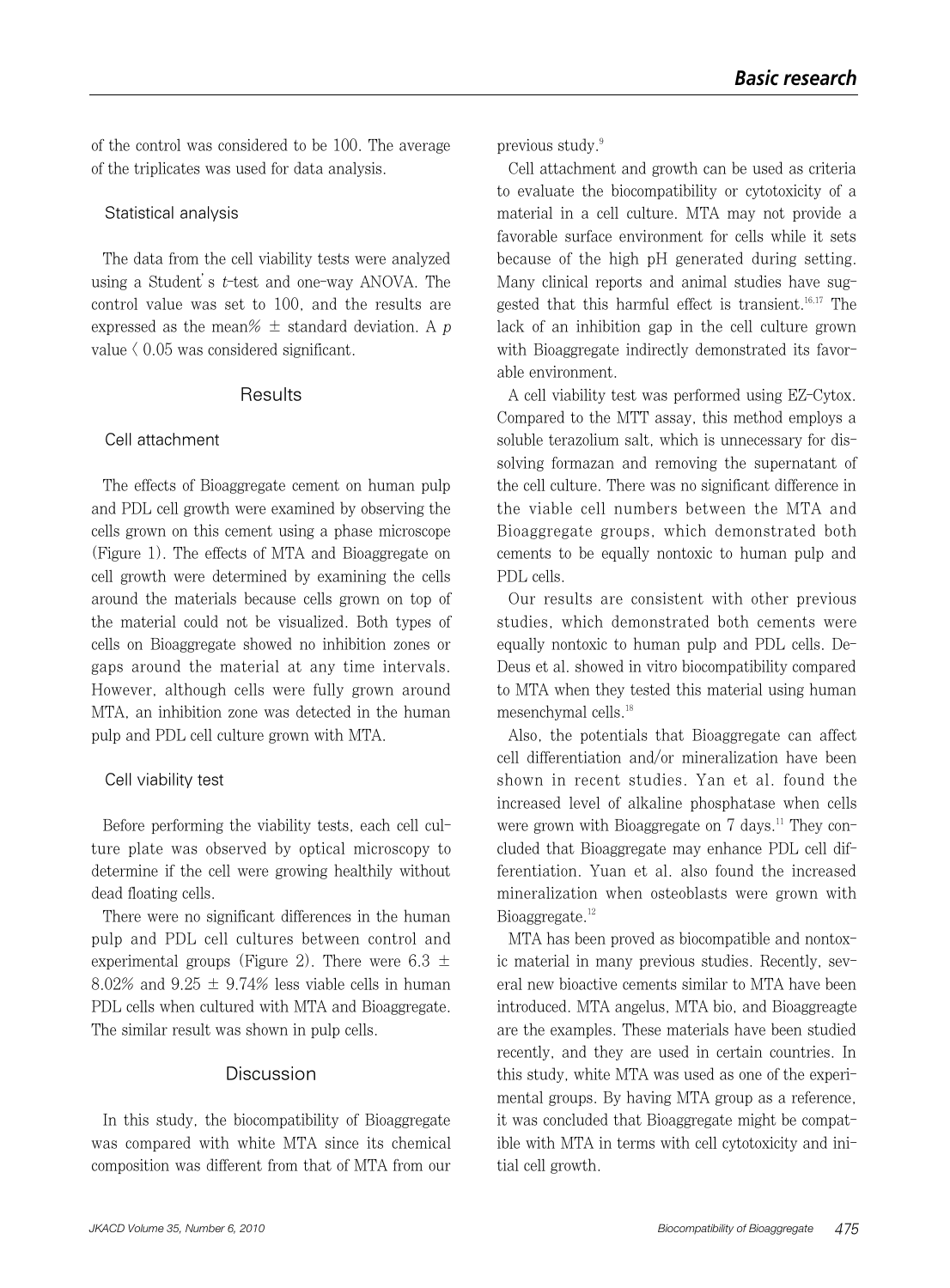of the control was considered to be 100. The average of the triplicates was used for data analysis.

### Statistical analysis

The data from the cell viability tests were analyzed using a Student's *t*-test and one-way ANOVA. The control value was set to 100, and the results are expressed as the mean% $\pm$ standard deviation. A $p$ value $< 0.05$ was considered significant.

## Results

### Cell attachment

The effects of Bioaggregate cement on human pulp and PDL cell growth were examined by observing the cells grown on this cement using a phase microscope (Figure 1). The effects of MTA and Bioaggregate on cell growth were determined by examining the cells around the materials because cells grown on top of the material could not be visualized. Both types of cells on Bioaggregate showed no inhibition zones or gaps around the material at any time intervals. However, although cells were fully grown around MTA, an inhibition zone was detected in the human pulp and PDL cell culture grown with MTA.

### Cell viability test

Before performing the viability tests, each cell culture plate was observed by optical microscopy to determine if the cell were growing healthily without dead floating cells.

There were no significant differences in the human pulp and PDL cell cultures between control and experimental groups (Figure 2). There were 6.3 $\pm$ 8.02% and 9.25 $\pm$ 9.74% less viable cells in human PDL cells when cultured with MTA and Bioaggregate. The similar result was shown in pulp cells.

## Discussion

In this study, the biocompatibility of Bioaggregate was compared with white MTA since its chemical composition was different from that of MTA from our previous study.[9]

Cell attachment and growth can be used as criteria to evaluate the biocompatibility or cytotoxicity of a material in a cell culture. MTA may not provide a favorable surface environment for cells while it sets because of the high pH generated during setting. Many clinical reports and animal studies have suggested that this harmful effect is transient.[16,17] The lack of an inhibition gap in the cell culture grown with Bioaggregate indirectly demonstrated its favorable environment.

A cell viability test was performed using EZ-Cytox. Compared to the MTT assay, this method employs a soluble terazolium salt, which is unnecessary for dissolving formazan and removing the supernatant of the cell culture. There was no significant difference in the viable cell numbers between the MTA and Bioaggregate groups, which demonstrated both cements to be equally nontoxic to human pulp and PDL cells.

Our results are consistent with other previous studies, which demonstrated both cements were equally nontoxic to human pulp and PDL cells. De-Deus et al. showed in vitro biocompatibility compared to MTA when they tested this material using human mesenchymal cells.[18]

Also, the potentials that Bioaggregate can affect cell differentiation and/or mineralization have been shown in recent studies. Yan et al. found the increased level of alkaline phosphatase when cells were grown with Bioaggregate on 7 days.[11] They concluded that Bioaggregate may enhance PDL cell differentiation. Yuan et al. also found the increased mineralization when osteoblasts were grown with Bioaggregate.[12]

MTA has been proved as biocompatible and nontoxic material in many previous studies. Recently, several new bioactive cements similar to MTA have been introduced. MTA angelus, MTA bio, and Bioaggreagte are the examples. These materials have been studied recently, and they are used in certain countries. In this study, white MTA was used as one of the experimental groups. By having MTA group as a reference, it was concluded that Bioaggregate might be compatible with MTA in terms with cell cytotoxicity and initial cell growth.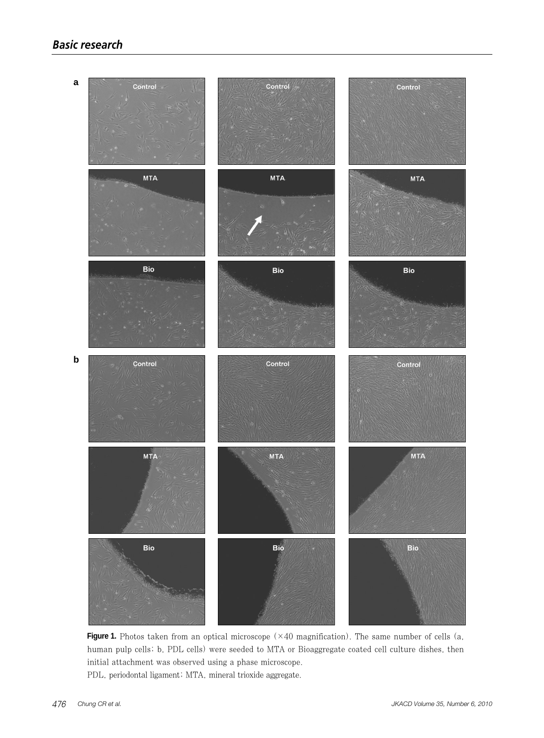**Figure 1.** Photos taken from an optical microscope (×40 magnification). The same number of cells (a, human pulp cells; b, PDL cells) were seeded to MTA or Bioaggregate coated cell culture dishes, then initial attachment was observed using a phase microscope.

PDL, periodontal ligament; MTA, mineral trioxide aggregate.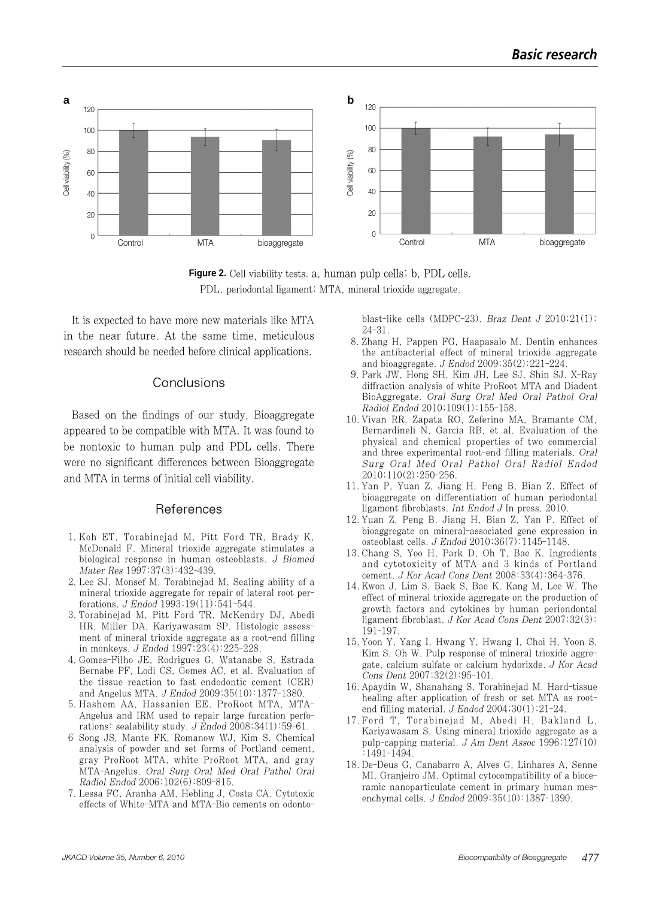Figure 2. Cell viability tests. a, human pulp cells; b, PDL cells.
PDL, periodontal ligament; MTA, mineral trioxide aggregate.

It is expected to have more new materials like MTA in the near future. At the same time, meticulous research should be needed before clinical applications.

## Conclusions

Based on the findings of our study, Bioaggregate appeared to be compatible with MTA. It was found to be nontoxic to human pulp and PDL cells. There were no significant differences between Bioaggregate and MTA in terms of initial cell viability.

## References

1. Koh ET, Torabinejad M, Pitt Ford TR, Brady K, McDonald F. Mineral trioxide aggregate stimulates a biological response in human osteoblasts. *J Biomed Mater Res* 1997;37(3):432-439.
2. Lee SJ, Monsef M, Torabinejad M. Sealing ability of a mineral trioxide aggregate for repair of lateral root perforations. *J Endod* 1993;19(11):541-544.
3. Torabinejad M, Pitt Ford TR, McKendry DJ, Abedi HR, Miller DA, Kariyawasam SP. Histologic assessment of mineral trioxide aggregate as a root-end filling in monkeys. *J Endod* 1997;23(4):225-228.
4. Gomes-Filho JE, Rodrigues G, Watanabe S, Estrada Bernabe PF, Lodi CS, Gomes AC, et al. Evaluation of the tissue reaction to fast endodontic cement (CER) and Angelus MTA. *J Endod* 2009;35(10):1377-1380.
5. Hashem AA, Hassanien EE. ProRoot MTA, MTA-Angelus and IRM used to repair large furcation perforations: sealability study. *J Endod* 2008;34(1):59-61.
6. Song JS, Mante FK, Romanow WJ, Kim S. Chemical analysis of powder and set forms of Portland cement, gray ProRoot MTA, white ProRoot MTA, and gray MTA-Angelus. *Oral Surg Oral Med Oral Pathol Oral Radiol Endod* 2006;102(6):809-815.
7. Lessa FC, Aranha AM, Hebling J, Costa CA. Cytotoxic effects of White-MTA and MTA-Bio cements on odontoblast-like cells (MDPC-23). *Braz Dent J* 2010;21(1):24-31.
8. Zhang H, Pappen FG, Haapasalo M. Dentin enhances the antibacterial effect of mineral trioxide aggregate and bioaggregate. *J Endod* 2009;35(2):221-224.
9. Park JW, Hong SH, Kim JH, Lee SJ, Shin SJ. X-Ray diffraction analysis of white ProRoot MTA and Diadent BioAggregate. *Oral Surg Oral Med Oral Pathol Oral Radiol Endod* 2010;109(1):155-158.
10. Vivan RR, Zapata RO, Zeferino MA, Bramante CM, Bernardineli N, Garcia RB, et al. Evaluation of the physical and chemical properties of two commercial and three experimental root-end filling materials. *Oral Surg Oral Med Oral Pathol Oral Radiol Endod* 2010;110(2):250-256.
11. Yan P, Yuan Z, Jiang H, Peng B, Bian Z. Effect of bioaggregate on differentiation of human periodontal ligament fibroblasts. *Int Endod J* In press, 2010.
12. Yuan Z, Peng B, Jiang H, Bian Z, Yan P. Effect of bioaggregate on mineral-associated gene expression in osteoblast cells. *J Endod* 2010;36(7):1145-1148.
13. Chang S, Yoo H, Park D, Oh T, Bae K. Ingredients and cytotoxicity of MTA and 3 kinds of Portland cement. *J Kor Acad Cons Dent* 2008;33(4):364-376.
14. Kwon J, Lim S, Baek S, Bae K, Kang M, Lee W. The effect of mineral trioxide aggregate on the production of growth factors and cytokines by human periondontal ligament fibroblast. *J Kor Acad Cons Dent* 2007;32(3):191-197.
15. Yoon Y, Yang I, Hwang Y, Hwang I, Choi H, Yoon S, Kim S, Oh W. Pulp response of mineral trioxide aggregate, calcium sulfate or calcium hydorixde. *J Kor Acad Cons Dent* 2007;32(2):95-101.
16. Apaydin W, Shanahang S, Torabinejad M. Hard-tissue healing after application of fresh or set MTA as root-end filling material. *J Endod* 2004;30(1):21-24.
17. Ford T, Torabinejad M, Abedi H, Bakland L, Kariyawasam S. Using mineral trioxide aggregate as a pulp-capping material. *J Am Dent Assoc* 1996;127(10):1491-1494.
18. De-Deus G, Canabarro A, Alves G, Linhares A, Senne MI, Granjeiro JM. Optimal cytocompatibility of a bioceramic nanoparticulate cement in primary human mesenchymal cells. *J Endod* 2009;35(10):1387-1390.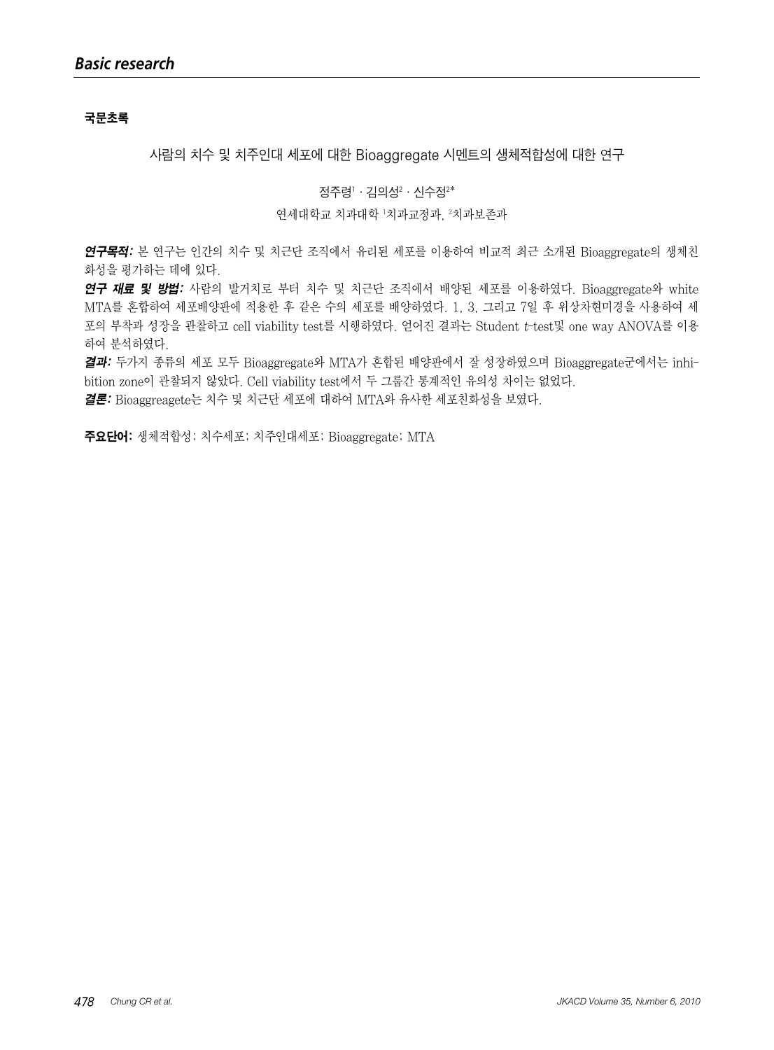## Basic research

### 국문초록

### 사람의 치수 및 치주인대 세포에 대한 Bioaggregate 시멘트의 생체적합성에 대한 연구

정주령[1] · 김의성[2] · 신수정[2*]

연세대학교 치과대학 [1]치과교정과, [2]치과보존과

***연구목적:*** 본 연구는 인간의 치수 및 치근단 조직에서 유리된 세포를 이용하여 비교적 최근 소개된 Bioaggregate의 생체친화성을 평가하는 데에 있다.

***연구 재료 및 방법:*** 사람의 발거치로 부터 치수 및 치근단 조직에서 배양된 세포를 이용하였다. Bioaggregate와 white MTA를 혼합하여 세포배양판에 적용한 후 같은 수의 세포를 배양하였다. 1, 3, 그리고 7일 후 위상차현미경을 사용하여 세포의 부착과 성장을 관찰하고 cell viability test를 시행하였다. 얻어진 결과는 Student *t*-test및 one way ANOVA를 이용하여 분석하였다.

***결과:*** 두가지 종류의 세포 모두 Bioaggregate와 MTA가 혼합된 배양판에서 잘 성장하였으며 Bioaggregate군에서는 inhibition zone이 관찰되지 않았다. Cell viability test에서 두 그룹간 통계적인 유의성 차이는 없었다.

***결론:*** Bioaggreagete는 치수 및 치근단 세포에 대하여 MTA와 유사한 세포친화성을 보였다.

**주요단어:** 생체적합성; 치수세포; 치주인대세포; Bioaggregate; MTA